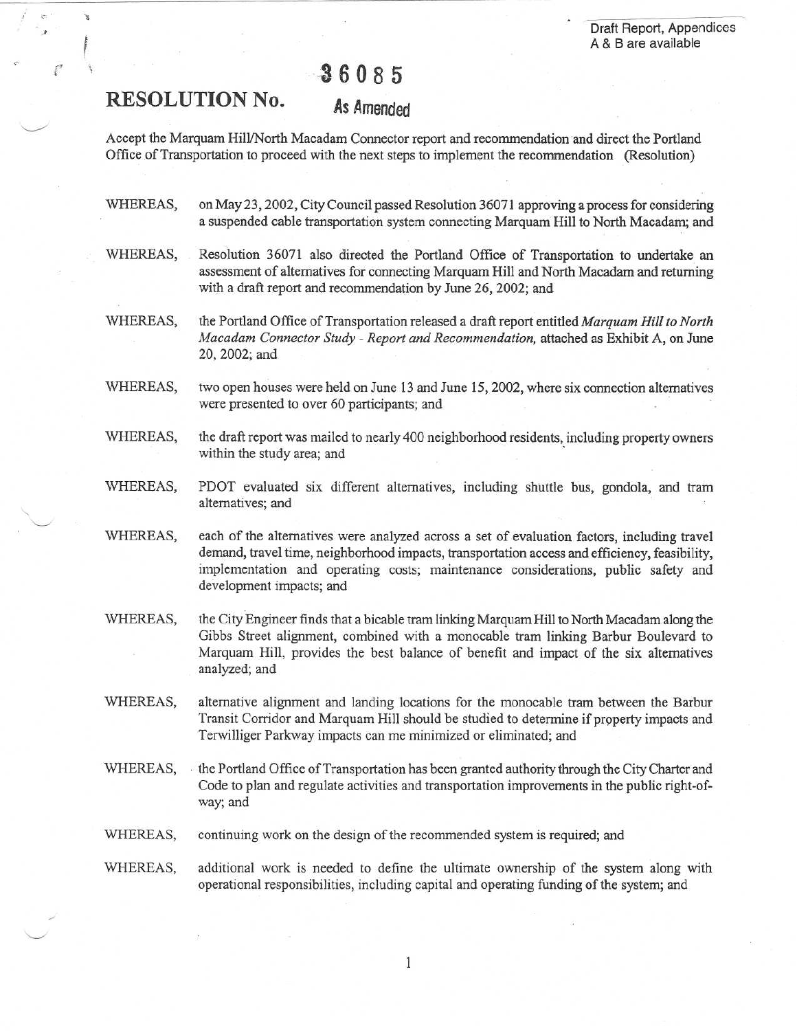Draft Report, Appendices A & B are available

# RESOLUTION No. 36085

**As Amended**

Accept the Marquam Hill/North Macadam Connector report and recommendation and direct the Portland Office of Transportation to proceed with the next steps to implement the recommendation (Resolution)

WHEREAS, on May 23, 2002, City Council passed Resolution 36071 approving a process for considering a suspended cable transportation system connecting Marquam Hill to North Macadam; and

WHEREAS, Resolution 36071 also directed the Portland Office of Transportation to undertake an assessment of alternatives for connecting Marquam Hill and North Macadam and returning with a draft report and recommendation by June 26, 2002; and

WHEREAS, the Portland Office of Transportation released a draft report entitled *Marquam Hill to North Macadam Connector Study - Report and Recommendation,* attached as Exhibit A, on June 20, 2002; and

WHEREAS, two open houses were held on June 13 and June 15, 2002, where six connection alternatives were presented to over 60 participants; and

WHEREAS, the draft report was mailed to nearly 400 neighborhood residents, including property owners within the study area; and

WHEREAS, PDOT evaluated six different alternatives, including shuttle bus, gondola, and tram alternatives; and

WHEREAS, each of the alternatives were analyzed across a set of evaluation factors, including travel demand, travel time, neighborhood impacts, transportation access and efficiency, feasibility, implementation and operating costs; maintenance considerations, public safety and development impacts; and

WHEREAS, the City Engineer finds that a bicable tram linking Marquam Hill to North Macadam along the Gibbs Street alignment, combined with a monocable tram linking Barbur Boulevard to Marquam Hill, provides the best balance of benefit and impact of the six alternatives analyzed; and

WHEREAS, alternative alignment and landing locations for the monocable tram between the Barbur Transit Corridor and Marquam Hill should be studied to determine if property impacts and Terwilliger Parkway impacts can me minimized or eliminated; and

WHEREAS, the Portland Office of Transportation has been granted authority through the City Charter and Code to plan and regulate activities and transportation improvements in the public right-of-way; and

WHEREAS, continuing work on the design of the recommended system is required; and

WHEREAS, additional work is needed to define the ultimate ownership of the system along with operational responsibilities, including capital and operating funding of the system; and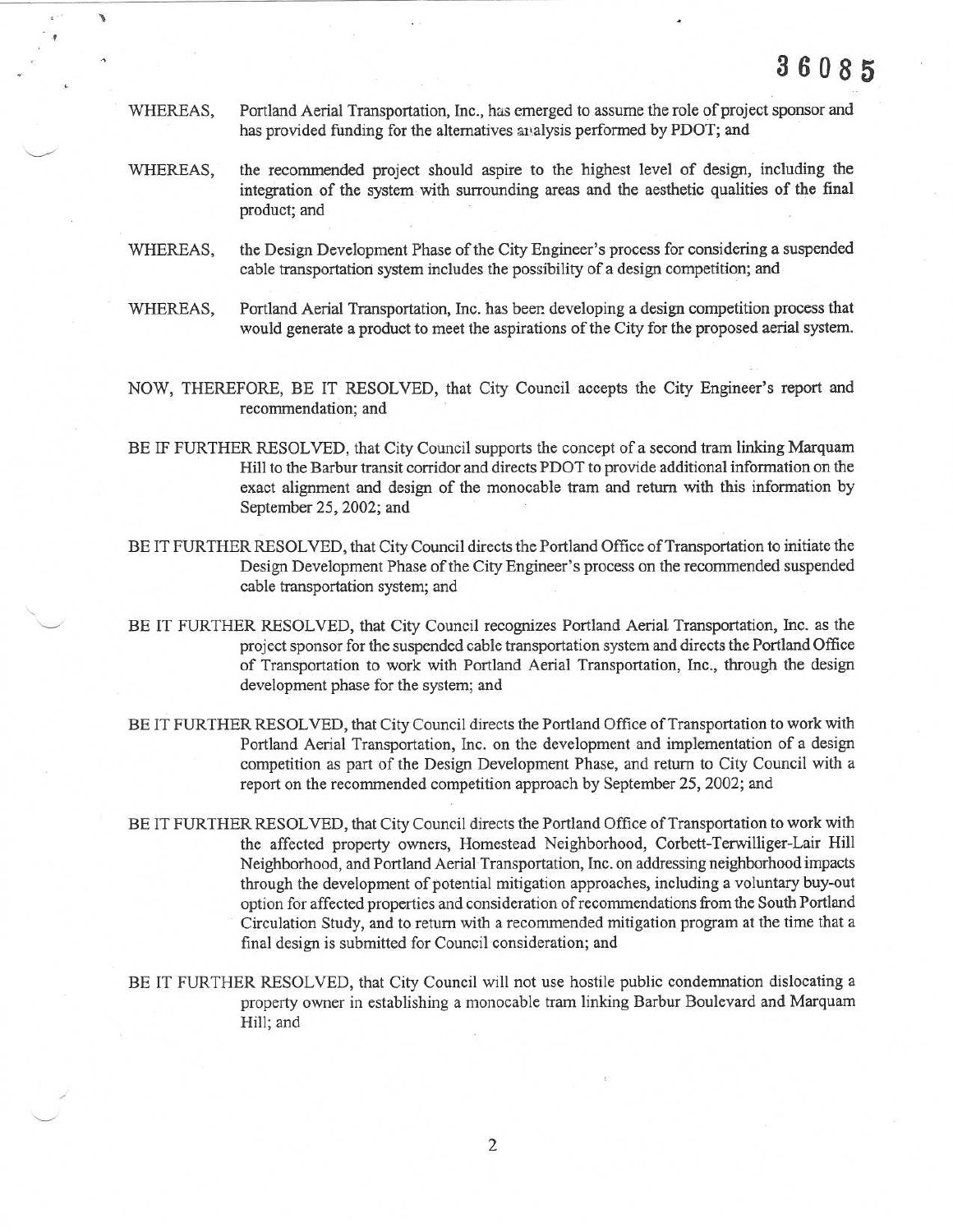36085

WHEREAS, Portland Aerial Transportation, Inc., has emerged to assume the role of project sponsor and has provided funding for the alternatives analysis performed by PDOT; and

WHEREAS, the recommended project should aspire to the highest level of design, including the integration of the system with surrounding areas and the aesthetic qualities of the final product; and

WHEREAS, the Design Development Phase of the City Engineer's process for considering a suspended cable transportation system includes the possibility of a design competition; and

WHEREAS, Portland Aerial Transportation, Inc. has been developing a design competition process that would generate a product to meet the aspirations of the City for the proposed aerial system.

NOW, THEREFORE, BE IT RESOLVED, that City Council accepts the City Engineer's report and recommendation; and

BE IF FURTHER RESOLVED, that City Council supports the concept of a second tram linking Marquam Hill to the Barbur transit corridor and directs PDOT to provide additional information on the exact alignment and design of the monocable tram and return with this information by September 25, 2002; and

BE IT FURTHER RESOLVED, that City Council directs the Portland Office of Transportation to initiate the Design Development Phase of the City Engineer's process on the recommended suspended cable transportation system; and

BE IT FURTHER RESOLVED, that City Council recognizes Portland Aerial Transportation, Inc. as the project sponsor for the suspended cable transportation system and directs the Portland Office of Transportation to work with Portland Aerial Transportation, Inc., through the design development phase for the system; and

BE IT FURTHER RESOLVED, that City Council directs the Portland Office of Transportation to work with Portland Aerial Transportation, Inc. on the development and implementation of a design competition as part of the Design Development Phase, and return to City Council with a report on the recommended competition approach by September 25, 2002; and

BE IT FURTHER RESOLVED, that City Council directs the Portland Office of Transportation to work with the affected property owners, Homestead Neighborhood, Corbett-Terwilliger-Lair Hill Neighborhood, and Portland Aerial Transportation, Inc. on addressing neighborhood impacts through the development of potential mitigation approaches, including a voluntary buy-out option for affected properties and consideration of recommendations from the South Portland Circulation Study, and to return with a recommended mitigation program at the time that a final design is submitted for Council consideration; and

BE IT FURTHER RESOLVED, that City Council will not use hostile public condemnation dislocating a property owner in establishing a monocable tram linking Barbur Boulevard and Marquam Hill; and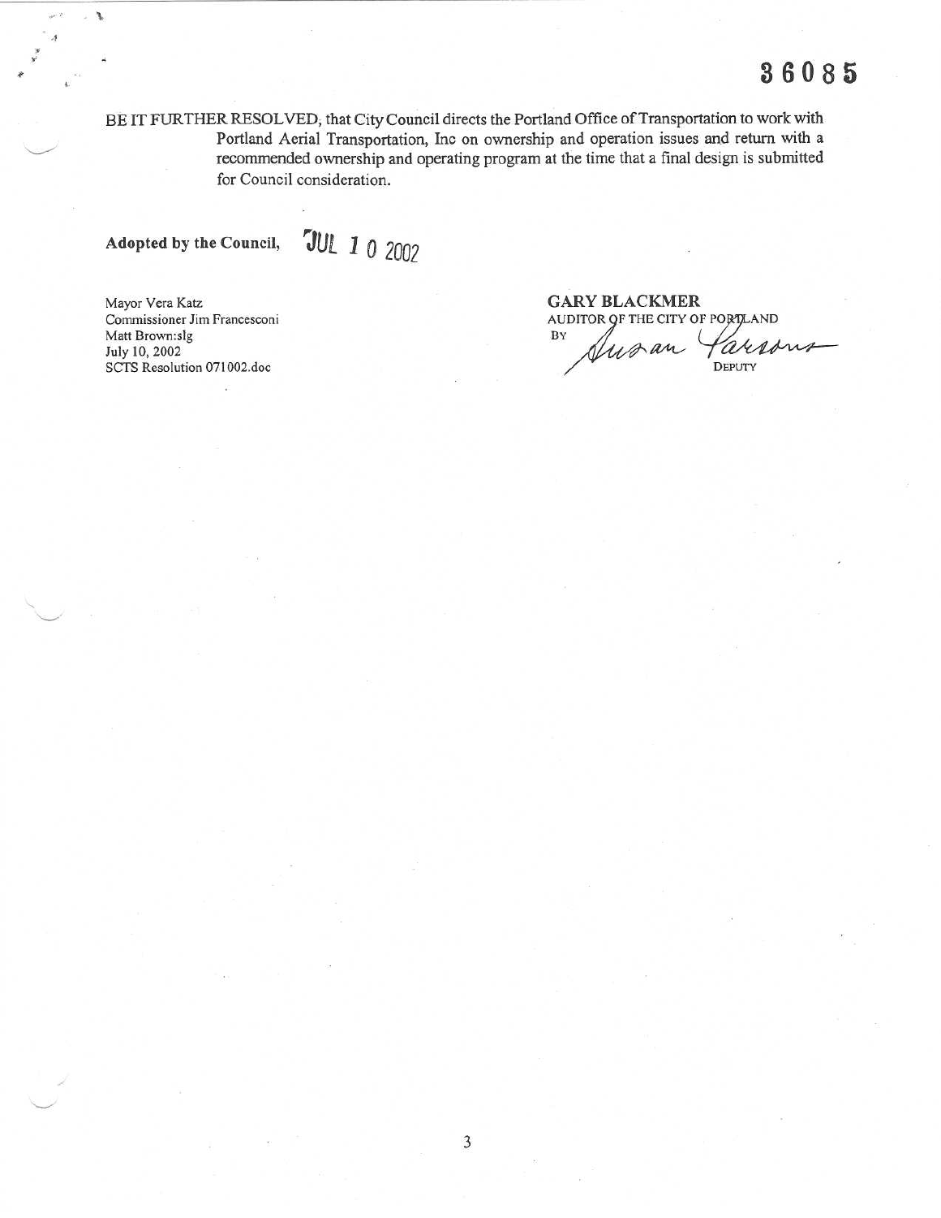36085

BE IT FURTHER RESOLVED, that City Council directs the Portland Office of Transportation to work with Portland Aerial Transportation, Inc on ownership and operation issues and return with a recommended ownership and operating program at the time that a final design is submitted for Council consideration.

**Adopted by the Council,** JUL 10 2002

Mayor Vera Katz
Commissioner Jim Francesconi
Matt Brown:slg
July 10, 2002
SCTS Resolution 071002.doc

**GARY BLACKMER**
AUDITOR OF THE CITY OF PORTLAND
BY Susan Parsons
DEPUTY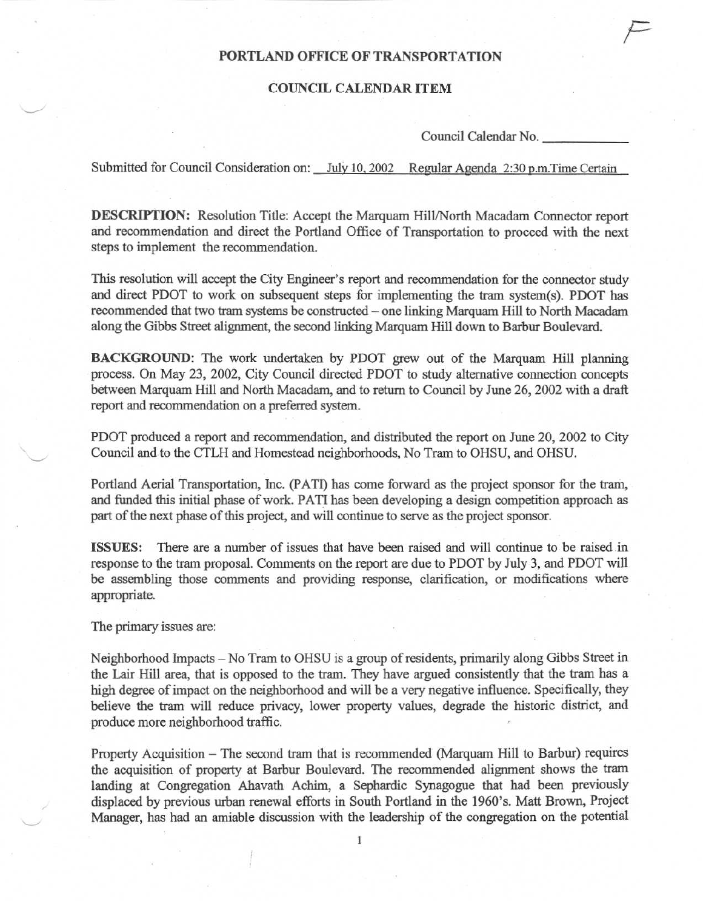# PORTLAND OFFICE OF TRANSPORTATION

## COUNCIL CALENDAR ITEM

Council Calendar No. ___________

Submitted for Council Consideration on: July 10, 2002 Regular Agenda 2:30 p.m.Time Certain

**DESCRIPTION:** Resolution Title: Accept the Marquam Hill/North Macadam Connector report and recommendation and direct the Portland Office of Transportation to proceed with the next steps to implement the recommendation.

This resolution will accept the City Engineer's report and recommendation for the connector study and direct PDOT to work on subsequent steps for implementing the tram system(s). PDOT has recommended that two tram systems be constructed – one linking Marquam Hill to North Macadam along the Gibbs Street alignment, the second linking Marquam Hill down to Barbur Boulevard.

**BACKGROUND:** The work undertaken by PDOT grew out of the Marquam Hill planning process. On May 23, 2002, City Council directed PDOT to study alternative connection concepts between Marquam Hill and North Macadam, and to return to Council by June 26, 2002 with a draft report and recommendation on a preferred system.

PDOT produced a report and recommendation, and distributed the report on June 20, 2002 to City Council and to the CTLH and Homestead neighborhoods, No Tram to OHSU, and OHSU.

Portland Aerial Transportation, Inc. (PATI) has come forward as the project sponsor for the tram, and funded this initial phase of work. PATI has been developing a design competition approach as part of the next phase of this project, and will continue to serve as the project sponsor.

**ISSUES:** There are a number of issues that have been raised and will continue to be raised in response to the tram proposal. Comments on the report are due to PDOT by July 3, and PDOT will be assembling those comments and providing response, clarification, or modifications where appropriate.

The primary issues are:

Neighborhood Impacts – No Tram to OHSU is a group of residents, primarily along Gibbs Street in the Lair Hill area, that is opposed to the tram. They have argued consistently that the tram has a high degree of impact on the neighborhood and will be a very negative influence. Specifically, they believe the tram will reduce privacy, lower property values, degrade the historic district, and produce more neighborhood traffic.

Property Acquisition – The second tram that is recommended (Marquam Hill to Barbur) requires the acquisition of property at Barbur Boulevard. The recommended alignment shows the tram landing at Congregation Ahavath Achim, a Sephardic Synagogue that had been previously displaced by previous urban renewal efforts in South Portland in the 1960's. Matt Brown, Project Manager, has had an amiable discussion with the leadership of the congregation on the potential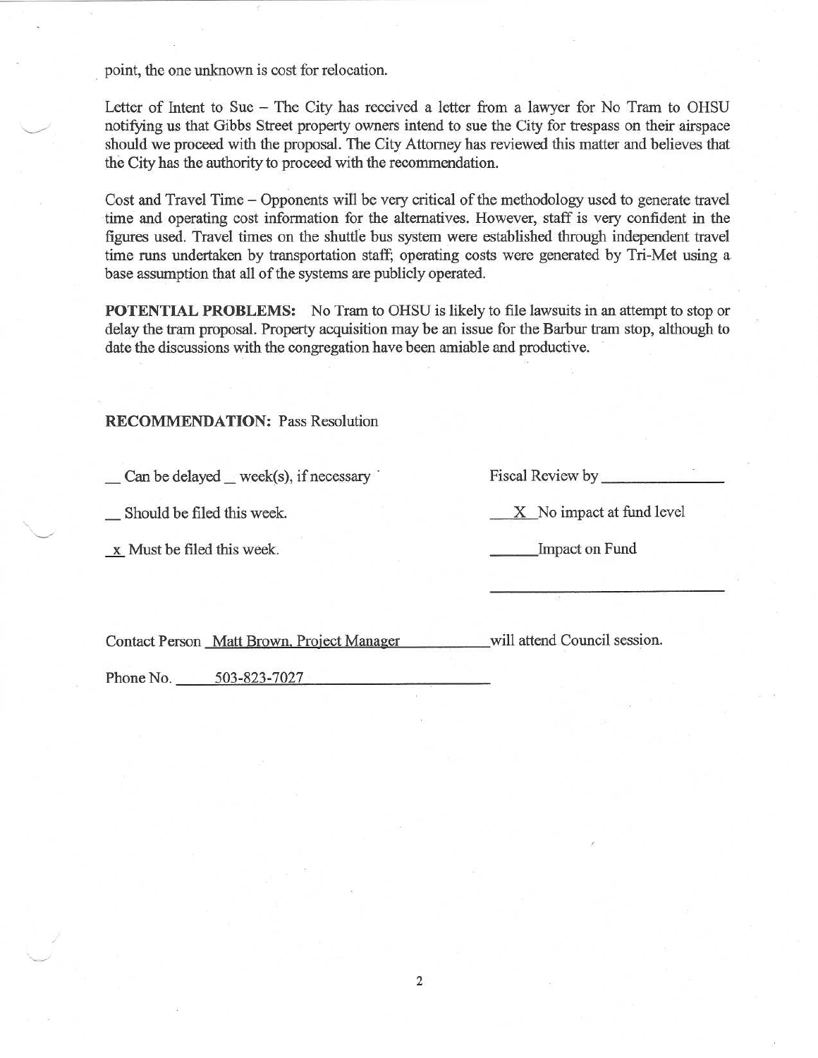point, the one unknown is cost for relocation.

Letter of Intent to Sue – The City has received a letter from a lawyer for No Tram to OHSU notifying us that Gibbs Street property owners intend to sue the City for trespass on their airspace should we proceed with the proposal. The City Attorney has reviewed this matter and believes that the City has the authority to proceed with the recommendation.

Cost and Travel Time – Opponents will be very critical of the methodology used to generate travel time and operating cost information for the alternatives. However, staff is very confident in the figures used. Travel times on the shuttle bus system were established through independent travel time runs undertaken by transportation staff; operating costs were generated by Tri-Met using a base assumption that all of the systems are publicly operated.

**POTENTIAL PROBLEMS:** No Tram to OHSU is likely to file lawsuits in an attempt to stop or delay the tram proposal. Property acquisition may be an issue for the Barbur tram stop, although to date the discussions with the congregation have been amiable and productive.

**RECOMMENDATION:** Pass Resolution

__ Can be delayed __ week(s), if necessary

__ Should be filed this week.

_x_ Must be filed this week.

Fiscal Review by ______________

_X_ No impact at fund level

______ Impact on Fund

Contact Person _Matt Brown, Project Manager_ will attend Council session.

Phone No. _503-823-7027_